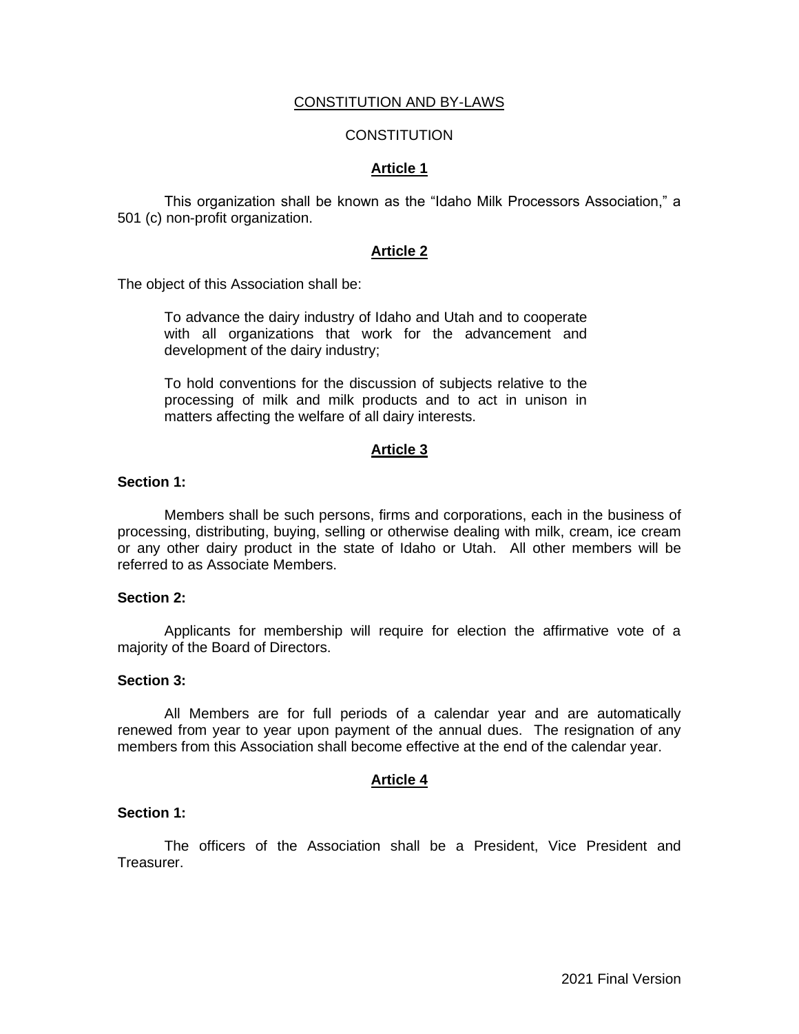# CONSTITUTION AND BY-LAWS

## CONSTITUTION

### Article 1

This organization shall be known as the "Idaho Milk Processors Association," a 501 (c) non-profit organization.

### Article 2

The object of this Association shall be:

> To advance the dairy industry of Idaho and Utah and to cooperate with all organizations that work for the advancement and development of the dairy industry;
>
> To hold conventions for the discussion of subjects relative to the processing of milk and milk products and to act in unison in matters affecting the welfare of all dairy interests.

### Article 3

**Section 1:**

Members shall be such persons, firms and corporations, each in the business of processing, distributing, buying, selling or otherwise dealing with milk, cream, ice cream or any other dairy product in the state of Idaho or Utah. All other members will be referred to as Associate Members.

**Section 2:**

Applicants for membership will require for election the affirmative vote of a majority of the Board of Directors.

**Section 3:**

All Members are for full periods of a calendar year and are automatically renewed from year to year upon payment of the annual dues. The resignation of any members from this Association shall become effective at the end of the calendar year.

### Article 4

**Section 1:**

The officers of the Association shall be a President, Vice President and Treasurer.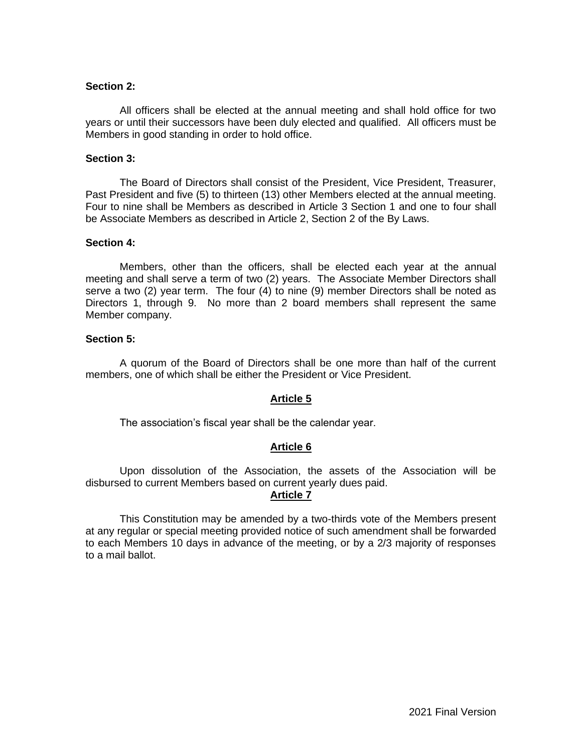**Section 2:**

All officers shall be elected at the annual meeting and shall hold office for two years or until their successors have been duly elected and qualified. All officers must be Members in good standing in order to hold office.

**Section 3:**

The Board of Directors shall consist of the President, Vice President, Treasurer, Past President and five (5) to thirteen (13) other Members elected at the annual meeting. Four to nine shall be Members as described in Article 3 Section 1 and one to four shall be Associate Members as described in Article 2, Section 2 of the By Laws.

**Section 4:**

Members, other than the officers, shall be elected each year at the annual meeting and shall serve a term of two (2) years. The Associate Member Directors shall serve a two (2) year term. The four (4) to nine (9) member Directors shall be noted as Directors 1, through 9. No more than 2 board members shall represent the same Member company.

**Section 5:**

A quorum of the Board of Directors shall be one more than half of the current members, one of which shall be either the President or Vice President.

## Article 5

The association's fiscal year shall be the calendar year.

## Article 6

Upon dissolution of the Association, the assets of the Association will be disbursed to current Members based on current yearly dues paid.

## Article 7

This Constitution may be amended by a two-thirds vote of the Members present at any regular or special meeting provided notice of such amendment shall be forwarded to each Members 10 days in advance of the meeting, or by a 2/3 majority of responses to a mail ballot.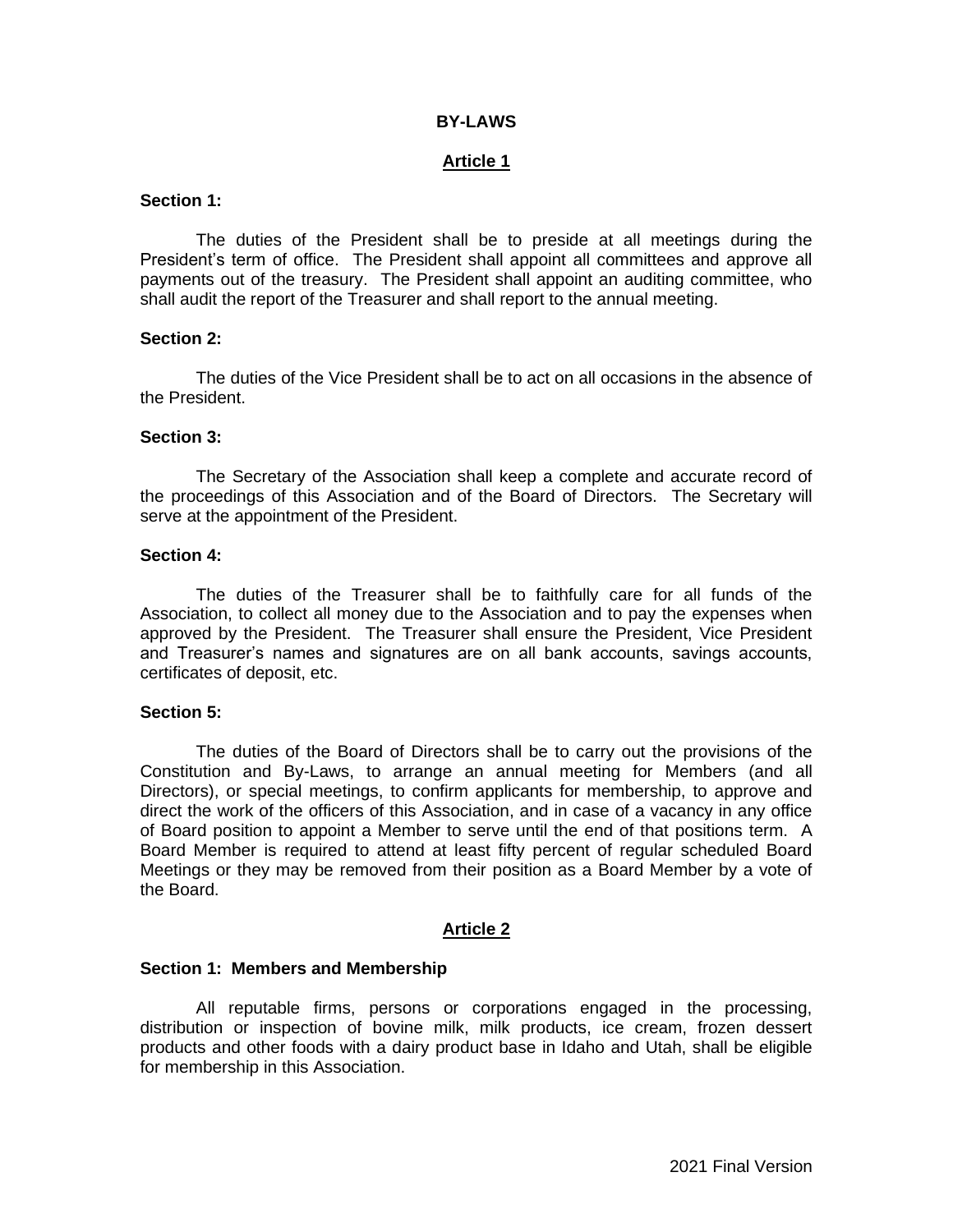# BY-LAWS

## Article 1

**Section 1:**

The duties of the President shall be to preside at all meetings during the President's term of office. The President shall appoint all committees and approve all payments out of the treasury. The President shall appoint an auditing committee, who shall audit the report of the Treasurer and shall report to the annual meeting.

**Section 2:**

The duties of the Vice President shall be to act on all occasions in the absence of the President.

**Section 3:**

The Secretary of the Association shall keep a complete and accurate record of the proceedings of this Association and of the Board of Directors. The Secretary will serve at the appointment of the President.

**Section 4:**

The duties of the Treasurer shall be to faithfully care for all funds of the Association, to collect all money due to the Association and to pay the expenses when approved by the President. The Treasurer shall ensure the President, Vice President and Treasurer's names and signatures are on all bank accounts, savings accounts, certificates of deposit, etc.

**Section 5:**

The duties of the Board of Directors shall be to carry out the provisions of the Constitution and By-Laws, to arrange an annual meeting for Members (and all Directors), or special meetings, to confirm applicants for membership, to approve and direct the work of the officers of this Association, and in case of a vacancy in any office of Board position to appoint a Member to serve until the end of that positions term. A Board Member is required to attend at least fifty percent of regular scheduled Board Meetings or they may be removed from their position as a Board Member by a vote of the Board.

## Article 2

**Section 1: Members and Membership**

All reputable firms, persons or corporations engaged in the processing, distribution or inspection of bovine milk, milk products, ice cream, frozen dessert products and other foods with a dairy product base in Idaho and Utah, shall be eligible for membership in this Association.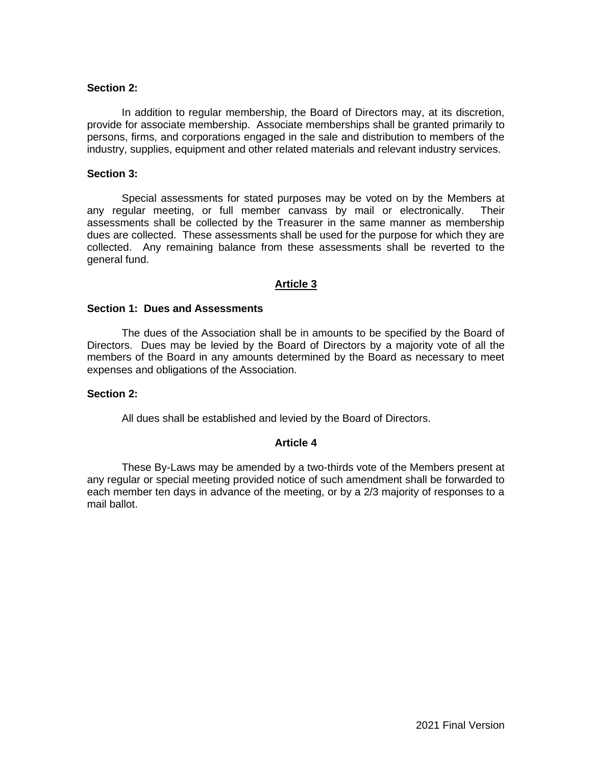**Section 2:**

In addition to regular membership, the Board of Directors may, at its discretion, provide for associate membership. Associate memberships shall be granted primarily to persons, firms, and corporations engaged in the sale and distribution to members of the industry, supplies, equipment and other related materials and relevant industry services.

**Section 3:**

Special assessments for stated purposes may be voted on by the Members at any regular meeting, or full member canvass by mail or electronically. Their assessments shall be collected by the Treasurer in the same manner as membership dues are collected. These assessments shall be used for the purpose for which they are collected. Any remaining balance from these assessments shall be reverted to the general fund.

## Article 3

**Section 1: Dues and Assessments**

The dues of the Association shall be in amounts to be specified by the Board of Directors. Dues may be levied by the Board of Directors by a majority vote of all the members of the Board in any amounts determined by the Board as necessary to meet expenses and obligations of the Association.

**Section 2:**

All dues shall be established and levied by the Board of Directors.

## Article 4

These By-Laws may be amended by a two-thirds vote of the Members present at any regular or special meeting provided notice of such amendment shall be forwarded to each member ten days in advance of the meeting, or by a 2/3 majority of responses to a mail ballot.

2021 Final Version